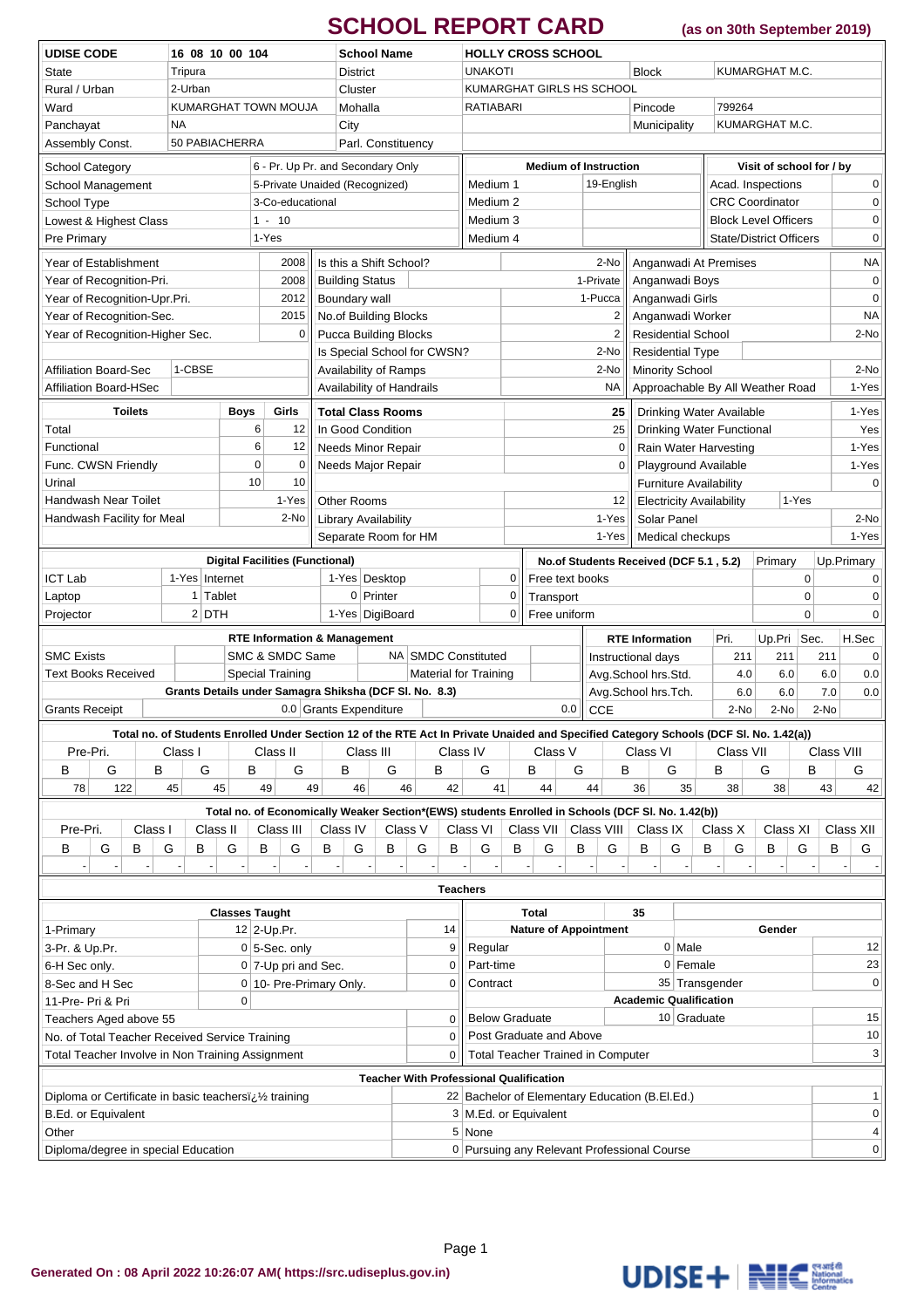# SCHOOL REPORT CARD (as on 30th September 2019)

| UDISE CODE | 16 08 10 00 104 | School Name | HOLLY CROSS SCHOOL | | |
|---|---|---|---|---|---|
| State | Tripura | District | UNAKOTI | Block | KUMARGHAT M.C. |
| Rural / Urban | 2-Urban | Cluster | KUMARGHAT GIRLS HS SCHOOL | | |
| Ward | KUMARGHAT TOWN MOUJA | Mohalla | RATIABARI | Pincode | 799264 |
| Panchayat | NA | City | | Municipality | KUMARGHAT M.C. |
| Assembly Const. | 50 PABIACHERRA | Parl. Constituency | | | |

| School Category | 6 - Pr. Up Pr. and Secondary Only | Medium of Instruction | | Visit of school for / by | |
|---|---|---|---|---|---|
| School Management | 5-Private Unaided (Recognized) | Medium 1 | 19-English | Acad. Inspections | 0 |
| School Type | 3-Co-educational | Medium 2 | | CRC Coordinator | 0 |
| Lowest & Highest Class | 1 - 10 | Medium 3 | | Block Level Officers | 0 |
| Pre Primary | 1-Yes | Medium 4 | | State/District Officers | 0 |

| Year of Establishment | 2008 | Is this a Shift School? | 2-No | Anganwadi At Premises | NA |
|---|---|---|---|---|---|
| Year of Recognition-Pri. | 2008 | Building Status | 1-Private | Anganwadi Boys | 0 |
| Year of Recognition-Upr.Pri. | 2012 | Boundary wall | 1-Pucca | Anganwadi Girls | 0 |
| Year of Recognition-Sec. | 2015 | No.of Building Blocks | 2 | Anganwadi Worker | NA |
| Year of Recognition-Higher Sec. | 0 | Pucca Building Blocks | 2 | Residential School | 2-No |
| | | Is Special School for CWSN? | 2-No | Residential Type | |
| Affiliation Board-Sec | 1-CBSE | Availability of Ramps | 2-No | Minority School | 2-No |
| Affiliation Board-HSec | | Availability of Handrails | NA | Approachable By All Weather Road | 1-Yes |

| Toilets | Boys | Girls | Total Class Rooms | 25 | Drinking Water Available | 1-Yes |
|---|---|---|---|---|---|---|
| Total | 6 | 12 | In Good Condition | 25 | Drinking Water Functional | Yes |
| Functional | 6 | 12 | Needs Minor Repair | 0 | Rain Water Harvesting | 1-Yes |
| Func. CWSN Friendly | 0 | 0 | Needs Major Repair | 0 | Playground Available | 1-Yes |
| Urinal | 10 | 10 | | | Furniture Availability | 0 |
| Handwash Near Toilet | | 1-Yes | Other Rooms | 12 | Electricity Availability | 1-Yes |
| Handwash Facility for Meal | | 2-No | Library Availability | 1-Yes | Solar Panel | 2-No |
| | | | Separate Room for HM | 1-Yes | Medical checkups | 1-Yes |

| Digital Facilities (Functional) | | | | | | No.of Students Received (DCF 5.1 , 5.2) | Primary | Up.Primary |
|---|---|---|---|---|---|---|---|---|
| ICT Lab | 1-Yes | Internet | 1-Yes | Desktop | 0 | Free text books | 0 | 0 |
| Laptop | 1 | Tablet | 0 | Printer | 0 | Transport | 0 | 0 |
| Projector | 2 | DTH | 1-Yes | DigiBoard | 0 | Free uniform | 0 | 0 |

| RTE Information & Management | | | | | RTE Information | Pri. | Up.Pri | Sec. | H.Sec |
|---|---|---|---|---|---|---|---|---|---|
| SMC Exists | | SMC & SMDC Same | NA | SMDC Constituted | Instructional days | 211 | 211 | 211 | 0 |
| Text Books Received | | Special Training | | Material for Training | Avg.School hrs.Std. | 4.0 | 6.0 | 6.0 | 0.0 |
| Grants Details under Samagra Shiksha (DCF Sl. No. 8.3) | | | | | Avg.School hrs.Tch. | 6.0 | 6.0 | 7.0 | 0.0 |
| Grants Receipt | 0.0 | Grants Expenditure | 0.0 | | CCE | 2-No | 2-No | 2-No | |

**Total no. of Students Enrolled Under Section 12 of the RTE Act In Private Unaided and Specified Category Schools (DCF Sl. No. 1.42(a))**

| Pre-Pri. | | Class I | | Class II | | Class III | | Class IV | | Class V | | Class VI | | Class VII | | Class VIII | |
|---|---|---|---|---|---|---|---|---|---|---|---|---|---|---|---|---|---|
| B | G | B | G | B | G | B | G | B | G | B | G | B | G | B | G | B | G |
| 78 | 122 | 45 | 45 | 49 | 49 | 46 | 46 | 42 | 41 | 44 | 44 | 36 | 35 | 38 | 38 | 43 | 42 |

**Total no. of Economically Weaker Section*(EWS) students Enrolled in Schools (DCF Sl. No. 1.42(b))**

| Pre-Pri. | | Class I | | Class II | | Class III | | Class IV | | Class V | | Class VI | | Class VII | | Class VIII | | Class IX | | Class X | | Class XI | | Class XII | |
|---|---|---|---|---|---|---|---|---|---|---|---|---|---|---|---|---|---|---|---|---|---|---|---|---|---|
| B | G | B | G | B | G | B | G | B | G | B | G | B | G | B | G | B | G | B | G | B | G | B | G | B | G |
| - | - | - | - | - | - | - | - | - | - | - | - | - | - | - | - | - | - | - | - | - | - | - | - | - | - |

**Teachers**

| Classes Taught | | | | Total | 35 | | |
|---|---|---|---|---|---|---|---|
| 1-Primary | 12 | 2-Up.Pr. | 14 | Nature of Appointment | | Gender | |
| 3-Pr. & Up.Pr. | 0 | 5-Sec. only | 9 | Regular | 0 | Male | 12 |
| 6-H Sec only. | 0 | 7-Up pri and Sec. | 0 | Part-time | 0 | Female | 23 |
| 8-Sec and H Sec | 0 | 10- Pre-Primary Only. | 0 | Contract | 35 | Transgender | 0 |
| 11-Pre- Pri & Pri | 0 | | | Academic Qualification | | | |
| Teachers Aged above 55 | | | 0 | Below Graduate | 10 | Graduate | 15 |
| No. of Total Teacher Received Service Training | | | 0 | Post Graduate and Above | | | 10 |
| Total Teacher Involve in Non Training Assignment | | | 0 | Total Teacher Trained in Computer | | | 3 |

**Teacher With Professional Qualification**

| | | | |
|---|---|---|---|
| Diploma or Certificate in basic teachersï¿½ training | 22 | Bachelor of Elementary Education (B.El.Ed.) | 1 |
| B.Ed. or Equivalent | 3 | M.Ed. or Equivalent | 0 |
| Other | 5 | None | 4 |
| Diploma/degree in special Education | 0 | Pursuing any Relevant Professional Course | 0 |

Generated On : 08 April 2022 10:26:07 AM( https://src.udiseplus.gov.in)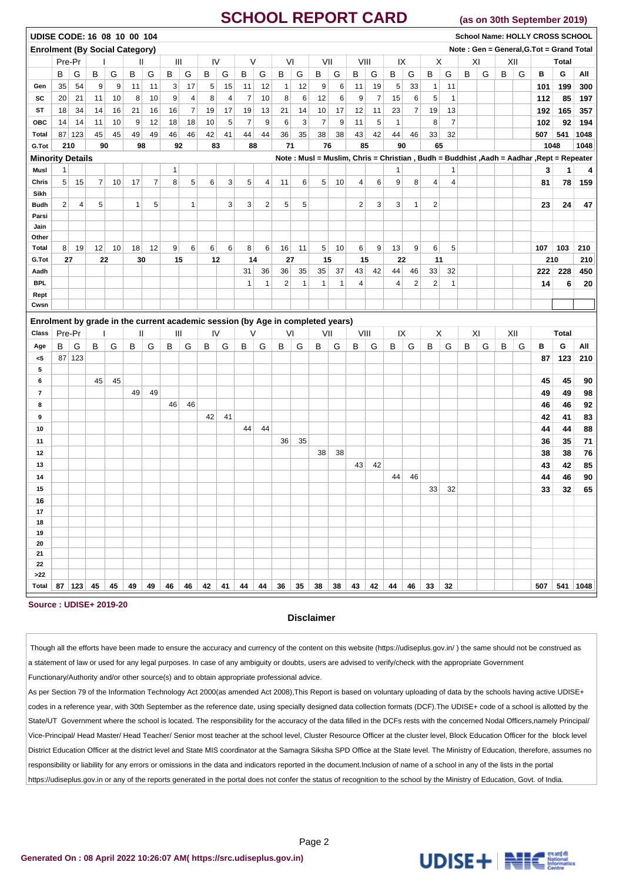# SCHOOL REPORT CARD (as on 30th September 2019)

**UDISE CODE: 16 08 10 00 104** | **School Name: HOLLY CROSS SCHOOL**

**Enrolment (By Social Category)** — Note : Gen = General,G.Tot = Grand Total

| | Pre-Pr | | I | | II | | III | | IV | | V | | VI | | VII | | VIII | | IX | | X | | XI | | XII | | Total | | |
|---|---|---|---|---|---|---|---|---|---|---|---|---|---|---|---|---|---|---|---|---|---|---|---|---|---|---|---|---|---|
| | B | G | B | G | B | G | B | G | B | G | B | G | B | G | B | G | B | G | B | G | B | G | B | G | B | G | B | G | All |
| Gen | 35 | 54 | 9 | 9 | 11 | 11 | 3 | 17 | 5 | 15 | 11 | 12 | 1 | 12 | 9 | 6 | 11 | 19 | 5 | 33 | 1 | 11 | | | | | 101 | 199 | 300 |
| SC | 20 | 21 | 11 | 10 | 8 | 10 | 9 | 4 | 8 | 4 | 7 | 10 | 8 | 6 | 12 | 6 | 9 | 7 | 15 | 6 | 5 | 1 | | | | | 112 | 85 | 197 |
| ST | 18 | 34 | 14 | 16 | 21 | 16 | 16 | 7 | 19 | 17 | 19 | 13 | 21 | 14 | 10 | 17 | 12 | 11 | 23 | 7 | 19 | 13 | | | | | 192 | 165 | 357 |
| OBC | 14 | 14 | 11 | 10 | 9 | 12 | 18 | 18 | 10 | 5 | 7 | 9 | 6 | 3 | 7 | 9 | 11 | 5 | 1 | | 8 | 7 | | | | | 102 | 92 | 194 |
| Total | 87 | 123 | 45 | 45 | 49 | 49 | 46 | 46 | 42 | 41 | 44 | 44 | 36 | 35 | 38 | 38 | 43 | 42 | 44 | 46 | 33 | 32 | | | | | 507 | 541 | 1048 |
| G.Tot | 210 | | 90 | | 98 | | 92 | | 83 | | 88 | | 71 | | 76 | | 85 | | 90 | | 65 | | | | | | 1048 | | 1048 |

**Minority Details** — Note : Musl = Muslim, Chris = Christian , Budh = Buddhist ,Aadh = Aadhar ,Rept = Repeater

| | Pre-Pr | | I | | II | | III | | IV | | V | | VI | | VII | | VIII | | IX | | X | | XI | | XII | | Total | | |
|---|---|---|---|---|---|---|---|---|---|---|---|---|---|---|---|---|---|---|---|---|---|---|---|---|---|---|---|---|---|
| | B | G | B | G | B | G | B | G | B | G | B | G | B | G | B | G | B | G | B | G | B | G | B | G | B | G | B | G | All |
| Musl | 1 | | | | | | 1 | | | | | | | | | | | | 1 | | | 1 | | | | | 3 | 1 | 4 |
| Chris | 5 | 15 | 7 | 10 | 17 | 7 | 8 | 5 | 6 | 3 | 5 | 4 | 11 | 6 | 5 | 10 | 4 | 6 | 9 | 8 | 4 | 4 | | | | | 81 | 78 | 159 |
| Sikh | | | | | | | | | | | | | | | | | | | | | | | | | | | | | |
| Budh | 2 | 4 | 5 | | 1 | 5 | | 1 | | 3 | 3 | 2 | 5 | 5 | | | 2 | 3 | 3 | 1 | 2 | | | | | | 23 | 24 | 47 |
| Parsi | | | | | | | | | | | | | | | | | | | | | | | | | | | | | |
| Jain | | | | | | | | | | | | | | | | | | | | | | | | | | | | | |
| Other | | | | | | | | | | | | | | | | | | | | | | | | | | | | | |
| Total | 8 | 19 | 12 | 10 | 18 | 12 | 9 | 6 | 6 | 6 | 8 | 6 | 16 | 11 | 5 | 10 | 6 | 9 | 13 | 9 | 6 | 5 | | | | | 107 | 103 | 210 |
| G.Tot | 27 | | 22 | | 30 | | 15 | | 12 | | 14 | | 27 | | 15 | | 15 | | 22 | | 11 | | | | | | 210 | | 210 |
| Aadh | | | | | | | | | | | 31 | 36 | 36 | 35 | 35 | 37 | 43 | 42 | 44 | 46 | 33 | 32 | | | | | 222 | 228 | 450 |
| BPL | | | | | | | | | | | 1 | 1 | 2 | 1 | 1 | 1 | 4 | | 4 | 2 | 2 | 1 | | | | | 14 | 6 | 20 |
| Rept | | | | | | | | | | | | | | | | | | | | | | | | | | | | | |
| Cwsn | | | | | | | | | | | | | | | | | | | | | | | | | | | | | |

**Enrolment by grade in the current academic session (by Age in completed years)**

| Class | Pre-Pr | | I | | II | | III | | IV | | V | | VI | | VII | | VIII | | IX | | X | | XI | | XII | | Total | | |
|---|---|---|---|---|---|---|---|---|---|---|---|---|---|---|---|---|---|---|---|---|---|---|---|---|---|---|---|---|---|
| Age | B | G | B | G | B | G | B | G | B | G | B | G | B | G | B | G | B | G | B | G | B | G | B | G | B | G | B | G | All |
| <5 | 87 | 123 | | | | | | | | | | | | | | | | | | | | | | | | | 87 | 123 | 210 |
| 5 | | | | | | | | | | | | | | | | | | | | | | | | | | | | | |
| 6 | | | 45 | 45 | | | | | | | | | | | | | | | | | | | | | | | 45 | 45 | 90 |
| 7 | | | | | 49 | 49 | | | | | | | | | | | | | | | | | | | | | 49 | 49 | 98 |
| 8 | | | | | | | 46 | 46 | | | | | | | | | | | | | | | | | | | 46 | 46 | 92 |
| 9 | | | | | | | | | 42 | 41 | | | | | | | | | | | | | | | | | 42 | 41 | 83 |
| 10 | | | | | | | | | | | 44 | 44 | | | | | | | | | | | | | | | 44 | 44 | 88 |
| 11 | | | | | | | | | | | | | 36 | 35 | | | | | | | | | | | | | 36 | 35 | 71 |
| 12 | | | | | | | | | | | | | | | 38 | 38 | | | | | | | | | | | 38 | 38 | 76 |
| 13 | | | | | | | | | | | | | | | | | 43 | 42 | | | | | | | | | 43 | 42 | 85 |
| 14 | | | | | | | | | | | | | | | | | | | 44 | 46 | | | | | | | 44 | 46 | 90 |
| 15 | | | | | | | | | | | | | | | | | | | | | 33 | 32 | | | | | 33 | 32 | 65 |
| 16 | | | | | | | | | | | | | | | | | | | | | | | | | | | | | |
| 17 | | | | | | | | | | | | | | | | | | | | | | | | | | | | | |
| 18 | | | | | | | | | | | | | | | | | | | | | | | | | | | | | |
| 19 | | | | | | | | | | | | | | | | | | | | | | | | | | | | | |
| 20 | | | | | | | | | | | | | | | | | | | | | | | | | | | | | |
| 21 | | | | | | | | | | | | | | | | | | | | | | | | | | | | | |
| 22 | | | | | | | | | | | | | | | | | | | | | | | | | | | | | |
| >22 | | | | | | | | | | | | | | | | | | | | | | | | | | | | | |
| Total | 87 | 123 | 45 | 45 | 49 | 49 | 46 | 46 | 42 | 41 | 44 | 44 | 36 | 35 | 38 | 38 | 43 | 42 | 44 | 46 | 33 | 32 | | | | | 507 | 541 | 1048 |

**Source : UDISE+ 2019-20**

## Disclaimer

Though all the efforts have been made to ensure the accuracy and currency of the content on this website (https://udiseplus.gov.in/ ) the same should not be construed as a statement of law or used for any legal purposes. In case of any ambiguity or doubts, users are advised to verify/check with the appropriate Government Functionary/Authority and/or other source(s) and to obtain appropriate professional advice.

As per Section 79 of the Information Technology Act 2000(as amended Act 2008),This Report is based on voluntary uploading of data by the schools having active UDISE+ codes in a reference year, with 30th September as the reference date, using specially designed data collection formats (DCF).The UDISE+ code of a school is allotted by the State/UT Government where the school is located. The responsibility for the accuracy of the data filled in the DCFs rests with the concerned Nodal Officers,namely Principal/ Vice-Principal/ Head Master/ Head Teacher/ Senior most teacher at the school level, Cluster Resource Officer at the cluster level, Block Education Officer for the block level District Education Officer at the district level and State MIS coordinator at the Samagra Siksha SPD Office at the State level. The Ministry of Education, therefore, assumes no responsibility or liability for any errors or omissions in the data and indicators reported in the document.Inclusion of name of a school in any of the lists in the portal https://udiseplus.gov.in or any of the reports generated in the portal does not confer the status of recognition to the school by the Ministry of Education, Govt. of India.

Generated On : 08 April 2022 10:26:07 AM( https://src.udiseplus.gov.in)